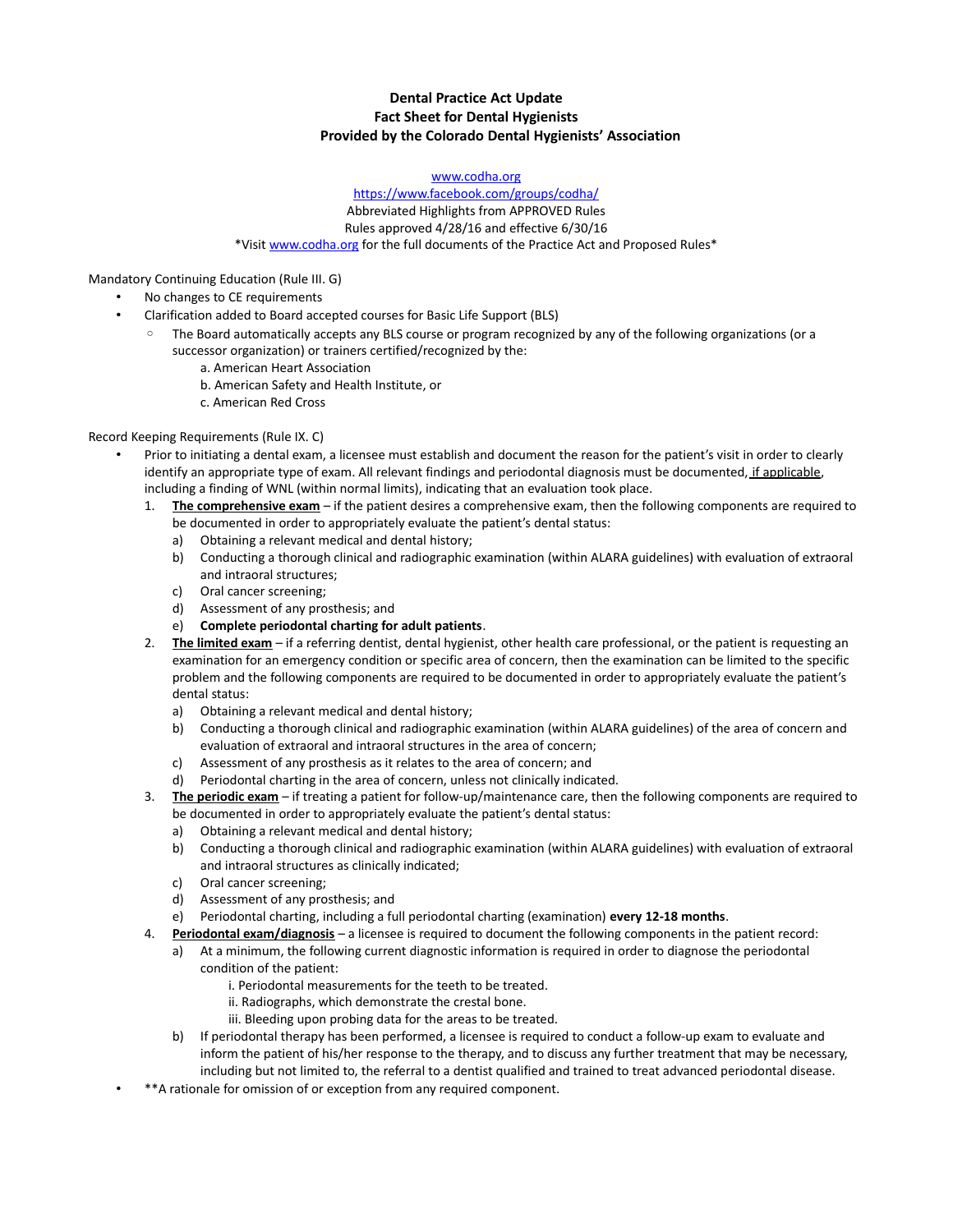# Dental Practice Act Update
## Fact Sheet for Dental Hygienists
## Provided by the Colorado Dental Hygienists' Association

www.codha.org

https://www.facebook.com/groups/codha/

Abbreviated Highlights from APPROVED Rules

Rules approved 4/28/16 and effective 6/30/16

*Visit www.codha.org for the full documents of the Practice Act and Proposed Rules*

Mandatory Continuing Education (Rule III. G)

- No changes to CE requirements
- Clarification added to Board accepted courses for Basic Life Support (BLS)
  - The Board automatically accepts any BLS course or program recognized by any of the following organizations (or a successor organization) or trainers certified/recognized by the:
    - a. American Heart Association
    - b. American Safety and Health Institute, or
    - c. American Red Cross

Record Keeping Requirements (Rule IX. C)

- Prior to initiating a dental exam, a licensee must establish and document the reason for the patient's visit in order to clearly identify an appropriate type of exam. All relevant findings and periodontal diagnosis must be documented, <u>if applicable</u>, including a finding of WNL (within normal limits), indicating that an evaluation took place.
  1. **<u>The comprehensive exam</u>** – if the patient desires a comprehensive exam, then the following components are required to be documented in order to appropriately evaluate the patient's dental status:
     - a) Obtaining a relevant medical and dental history;
     - b) Conducting a thorough clinical and radiographic examination (within ALARA guidelines) with evaluation of extraoral and intraoral structures;
     - c) Oral cancer screening;
     - d) Assessment of any prosthesis; and
     - e) **Complete periodontal charting for adult patients**.
  2. **<u>The limited exam</u>** – if a referring dentist, dental hygienist, other health care professional, or the patient is requesting an examination for an emergency condition or specific area of concern, then the examination can be limited to the specific problem and the following components are required to be documented in order to appropriately evaluate the patient's dental status:
     - a) Obtaining a relevant medical and dental history;
     - b) Conducting a thorough clinical and radiographic examination (within ALARA guidelines) of the area of concern and evaluation of extraoral and intraoral structures in the area of concern;
     - c) Assessment of any prosthesis as it relates to the area of concern; and
     - d) Periodontal charting in the area of concern, unless not clinically indicated.
  3. **<u>The periodic exam</u>** – if treating a patient for follow-up/maintenance care, then the following components are required to be documented in order to appropriately evaluate the patient's dental status:
     - a) Obtaining a relevant medical and dental history;
     - b) Conducting a thorough clinical and radiographic examination (within ALARA guidelines) with evaluation of extraoral and intraoral structures as clinically indicated;
     - c) Oral cancer screening;
     - d) Assessment of any prosthesis; and
     - e) Periodontal charting, including a full periodontal charting (examination) **every 12-18 months**.
  4. **<u>Periodontal exam/diagnosis</u>** – a licensee is required to document the following components in the patient record:
     - a) At a minimum, the following current diagnostic information is required in order to diagnose the periodontal condition of the patient:
       - i. Periodontal measurements for the teeth to be treated.
       - ii. Radiographs, which demonstrate the crestal bone.
       - iii. Bleeding upon probing data for the areas to be treated.
     - b) If periodontal therapy has been performed, a licensee is required to conduct a follow-up exam to evaluate and inform the patient of his/her response to the therapy, and to discuss any further treatment that may be necessary, including but not limited to, the referral to a dentist qualified and trained to treat advanced periodontal disease.
- **A rationale for omission of or exception from any required component.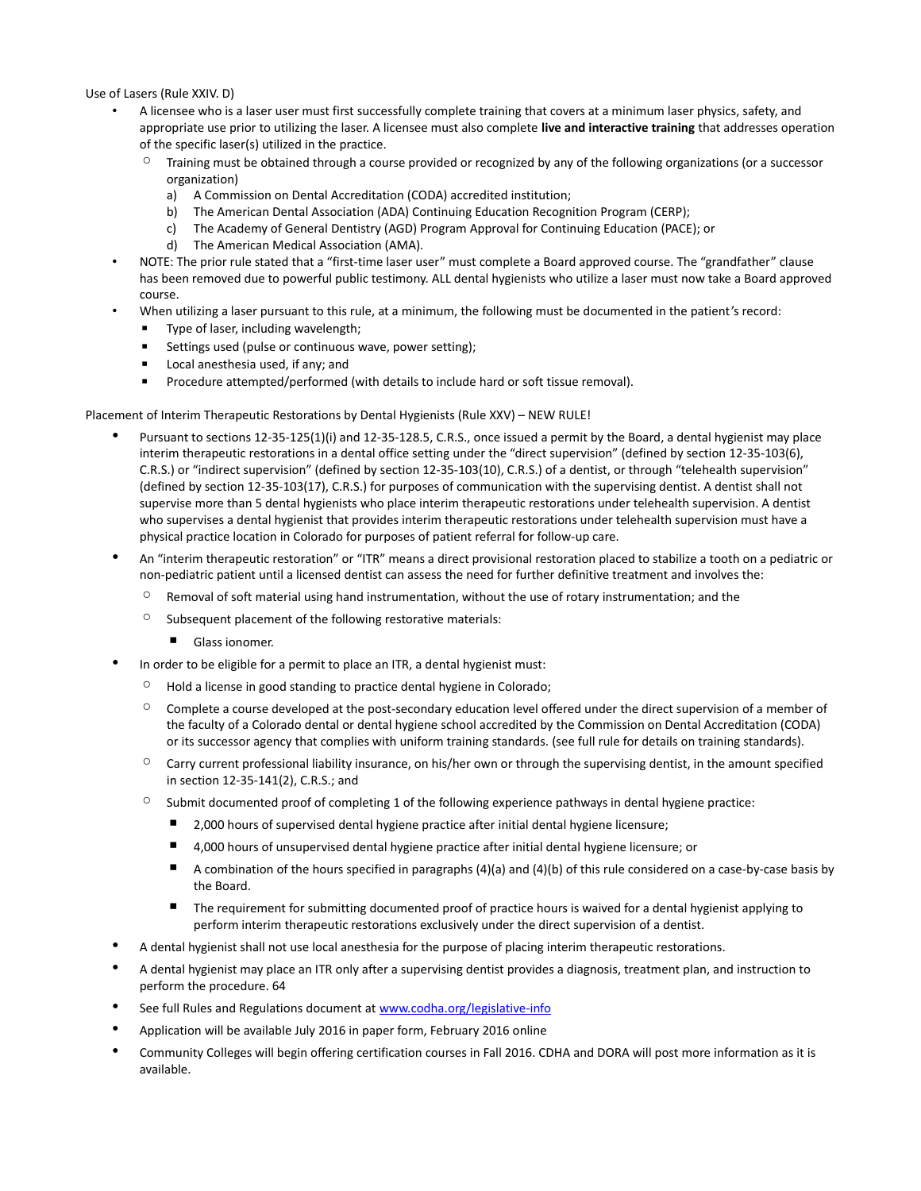Use of Lasers (Rule XXIV. D)

- A licensee who is a laser user must first successfully complete training that covers at a minimum laser physics, safety, and appropriate use prior to utilizing the laser. A licensee must also complete **live and interactive training** that addresses operation of the specific laser(s) utilized in the practice.
  - Training must be obtained through a course provided or recognized by any of the following organizations (or a successor organization)
    a) A Commission on Dental Accreditation (CODA) accredited institution;
    b) The American Dental Association (ADA) Continuing Education Recognition Program (CERP);
    c) The Academy of General Dentistry (AGD) Program Approval for Continuing Education (PACE); or
    d) The American Medical Association (AMA).
- NOTE: The prior rule stated that a "first-time laser user" must complete a Board approved course. The "grandfather" clause has been removed due to powerful public testimony. ALL dental hygienists who utilize a laser must now take a Board approved course.
- When utilizing a laser pursuant to this rule, at a minimum, the following must be documented in the patient's record:
  - Type of laser, including wavelength;
  - Settings used (pulse or continuous wave, power setting);
  - Local anesthesia used, if any; and
  - Procedure attempted/performed (with details to include hard or soft tissue removal).

Placement of Interim Therapeutic Restorations by Dental Hygienists (Rule XXV) – NEW RULE!

- Pursuant to sections 12-35-125(1)(i) and 12-35-128.5, C.R.S., once issued a permit by the Board, a dental hygienist may place interim therapeutic restorations in a dental office setting under the "direct supervision" (defined by section 12-35-103(6), C.R.S.) or "indirect supervision" (defined by section 12-35-103(10), C.R.S.) of a dentist, or through "telehealth supervision" (defined by section 12-35-103(17), C.R.S.) for purposes of communication with the supervising dentist. A dentist shall not supervise more than 5 dental hygienists who place interim therapeutic restorations under telehealth supervision. A dentist who supervises a dental hygienist that provides interim therapeutic restorations under telehealth supervision must have a physical practice location in Colorado for purposes of patient referral for follow-up care.
- An "interim therapeutic restoration" or "ITR" means a direct provisional restoration placed to stabilize a tooth on a pediatric or non-pediatric patient until a licensed dentist can assess the need for further definitive treatment and involves the:
  - Removal of soft material using hand instrumentation, without the use of rotary instrumentation; and the
  - Subsequent placement of the following restorative materials:
    - Glass ionomer.
- In order to be eligible for a permit to place an ITR, a dental hygienist must:
  - Hold a license in good standing to practice dental hygiene in Colorado;
  - Complete a course developed at the post-secondary education level offered under the direct supervision of a member of the faculty of a Colorado dental or dental hygiene school accredited by the Commission on Dental Accreditation (CODA) or its successor agency that complies with uniform training standards. (see full rule for details on training standards).
  - Carry current professional liability insurance, on his/her own or through the supervising dentist, in the amount specified in section 12-35-141(2), C.R.S.; and
  - Submit documented proof of completing 1 of the following experience pathways in dental hygiene practice:
    - 2,000 hours of supervised dental hygiene practice after initial dental hygiene licensure;
    - 4,000 hours of unsupervised dental hygiene practice after initial dental hygiene licensure; or
    - A combination of the hours specified in paragraphs (4)(a) and (4)(b) of this rule considered on a case-by-case basis by the Board.
    - The requirement for submitting documented proof of practice hours is waived for a dental hygienist applying to perform interim therapeutic restorations exclusively under the direct supervision of a dentist.
- A dental hygienist shall not use local anesthesia for the purpose of placing interim therapeutic restorations.
- A dental hygienist may place an ITR only after a supervising dentist provides a diagnosis, treatment plan, and instruction to perform the procedure. 64
- See full Rules and Regulations document at [www.codha.org/legislative-info](www.codha.org/legislative-info)
- Application will be available July 2016 in paper form, February 2016 online
- Community Colleges will begin offering certification courses in Fall 2016. CDHA and DORA will post more information as it is available.